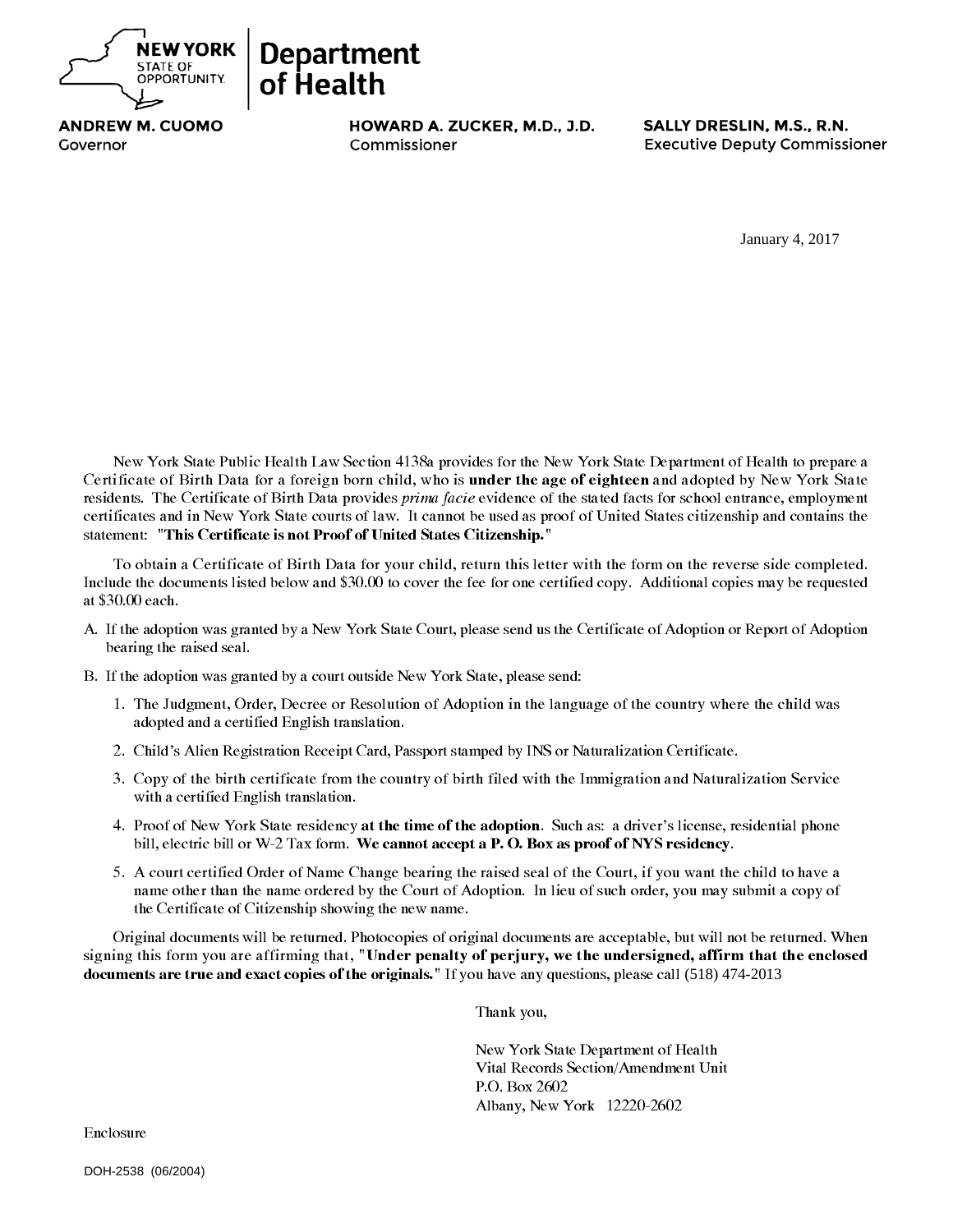**NEW YORK** STATE OF OPPORTUNITY. | **Department of Health**

**ANDREW M. CUOMO**
Governor

**HOWARD A. ZUCKER, M.D., J.D.**
Commissioner

**SALLY DRESLIN, M.S., R.N.**
Executive Deputy Commissioner

January 4, 2017

New York State Public Health Law Section 4138a provides for the New York State Department of Health to prepare a Certificate of Birth Data for a foreign born child, who is **under the age of eighteen** and adopted by New York State residents. The Certificate of Birth Data provides *prima facie* evidence of the stated facts for school entrance, employment certificates and in New York State courts of law. It cannot be used as proof of United States citizenship and contains the statement: "**This Certificate is not Proof of United States Citizenship.**"

To obtain a Certificate of Birth Data for your child, return this letter with the form on the reverse side completed. Include the documents listed below and $30.00 to cover the fee for one certified copy. Additional copies may be requested at $30.00 each.

A. If the adoption was granted by a New York State Court, please send us the Certificate of Adoption or Report of Adoption bearing the raised seal.

B. If the adoption was granted by a court outside New York State, please send:

1. The Judgment, Order, Decree or Resolution of Adoption in the language of the country where the child was adopted and a certified English translation.
2. Child's Alien Registration Receipt Card, Passport stamped by INS or Naturalization Certificate.
3. Copy of the birth certificate from the country of birth filed with the Immigration and Naturalization Service with a certified English translation.
4. Proof of New York State residency **at the time of the adoption**. Such as: a driver's license, residential phone bill, electric bill or W-2 Tax form. **We cannot accept a P. O. Box as proof of NYS residency**.
5. A court certified Order of Name Change bearing the raised seal of the Court, if you want the child to have a name other than the name ordered by the Court of Adoption. In lieu of such order, you may submit a copy of the Certificate of Citizenship showing the new name.

Original documents will be returned. Photocopies of original documents are acceptable, but will not be returned. When signing this form you are affirming that, "**Under penalty of perjury, we the undersigned, affirm that the enclosed documents are true and exact copies of the originals.**" If you have any questions, please call (518) 474-2013

Thank you,

New York State Department of Health
Vital Records Section/Amendment Unit
P.O. Box 2602
Albany, New York 12220-2602

Enclosure

DOH-2538 (06/2004)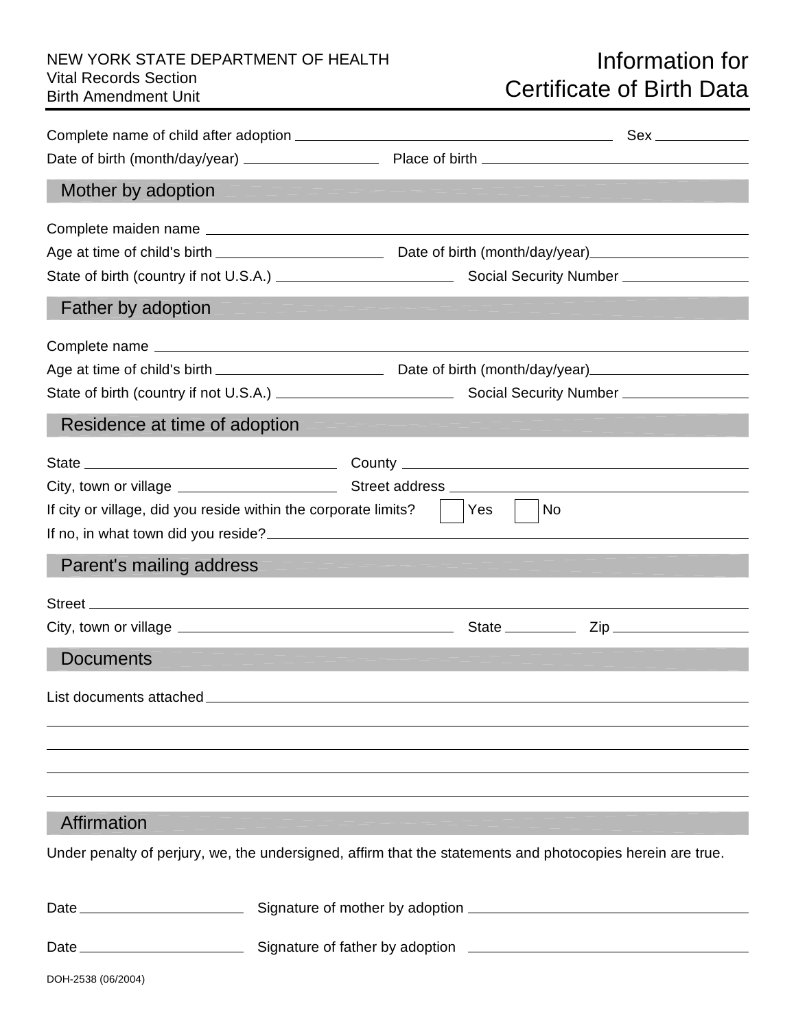NEW YORK STATE DEPARTMENT OF HEALTH
Vital Records Section
Birth Amendment Unit

# Information for Certificate of Birth Data

Complete name of child after adoption ______________________ Sex __________

Date of birth (month/day/year) ______________ Place of birth ______________________

## Mother by adoption

Complete maiden name ______________________________________________

Age at time of child's birth ______________ Date of birth (month/day/year) ______________

State of birth (country if not U.S.A.) ______________ Social Security Number ______________

## Father by adoption

Complete name ______________________________________________

Age at time of child's birth ______________ Date of birth (month/day/year) ______________

State of birth (country if not U.S.A.) ______________ Social Security Number ______________

## Residence at time of adoption

State ______________ County ______________

City, town or village ______________ Street address ______________

If city or village, did you reside within the corporate limits? ☐ Yes ☐ No

If no, in what town did you reside? ______________________________________________

## Parent's mailing address

Street ______________________________________________

City, town or village ______________ State __________ Zip __________

## Documents

List documents attached ______________________________________________

______________________________________________

______________________________________________

______________________________________________

______________________________________________

## Affirmation

Under penalty of perjury, we, the undersigned, affirm that the statements and photocopies herein are true.

Date ______________ Signature of mother by adoption ______________________

Date ______________ Signature of father by adoption ______________________

DOH-2538 (06/2004)